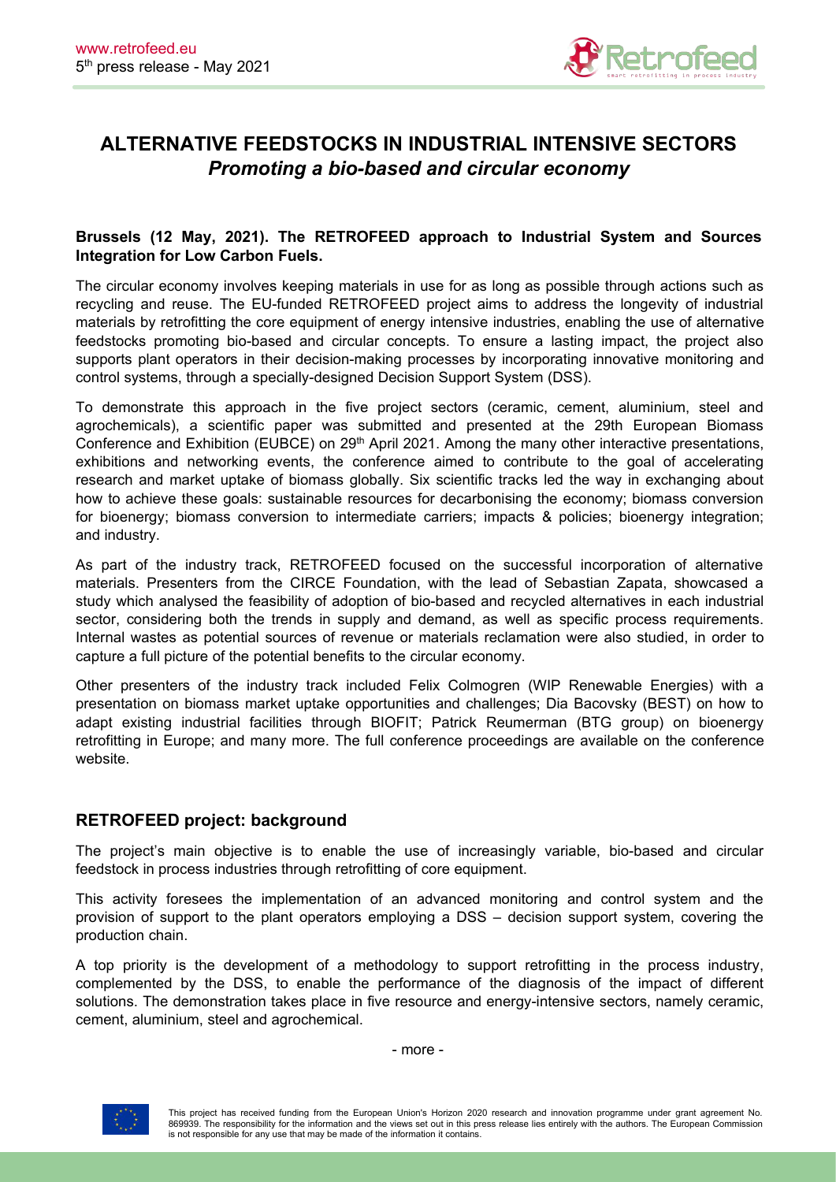# ALTERNATIVE FEEDSTOCKS IN INDUSTRIAL INTENSIVE SECTORS

## *Promoting a bio-based and circular economy*

**Brussels (12 May, 2021). The RETROFEED approach to Industrial System and Sources Integration for Low Carbon Fuels.**

The circular economy involves keeping materials in use for as long as possible through actions such as recycling and reuse. The EU-funded RETROFEED project aims to address the longevity of industrial materials by retrofitting the core equipment of energy intensive industries, enabling the use of alternative feedstocks promoting bio-based and circular concepts. To ensure a lasting impact, the project also supports plant operators in their decision-making processes by incorporating innovative monitoring and control systems, through a specially-designed Decision Support System (DSS).

To demonstrate this approach in the five project sectors (ceramic, cement, aluminium, steel and agrochemicals), a scientific paper was submitted and presented at the 29th European Biomass Conference and Exhibition (EUBCE) on 29th April 2021. Among the many other interactive presentations, exhibitions and networking events, the conference aimed to contribute to the goal of accelerating research and market uptake of biomass globally. Six scientific tracks led the way in exchanging about how to achieve these goals: sustainable resources for decarbonising the economy; biomass conversion for bioenergy; biomass conversion to intermediate carriers; impacts & policies; bioenergy integration; and industry.

As part of the industry track, RETROFEED focused on the successful incorporation of alternative materials. Presenters from the CIRCE Foundation, with the lead of Sebastian Zapata, showcased a study which analysed the feasibility of adoption of bio-based and recycled alternatives in each industrial sector, considering both the trends in supply and demand, as well as specific process requirements. Internal wastes as potential sources of revenue or materials reclamation were also studied, in order to capture a full picture of the potential benefits to the circular economy.

Other presenters of the industry track included Felix Colmogren (WIP Renewable Energies) with a presentation on biomass market uptake opportunities and challenges; Dia Bacovsky (BEST) on how to adapt existing industrial facilities through BIOFIT; Patrick Reumerman (BTG group) on bioenergy retrofitting in Europe; and many more. The full conference proceedings are available on the conference website.

## RETROFEED project: background

The project's main objective is to enable the use of increasingly variable, bio-based and circular feedstock in process industries through retrofitting of core equipment.

This activity foresees the implementation of an advanced monitoring and control system and the provision of support to the plant operators employing a DSS – decision support system, covering the production chain.

A top priority is the development of a methodology to support retrofitting in the process industry, complemented by the DSS, to enable the performance of the diagnosis of the impact of different solutions. The demonstration takes place in five resource and energy-intensive sectors, namely ceramic, cement, aluminium, steel and agrochemical.

- more -

This project has received funding from the European Union's Horizon 2020 research and innovation programme under grant agreement No. 869939. The responsibility for the information and the views set out in this press release lies entirely with the authors. The European Commission is not responsible for any use that may be made of the information it contains.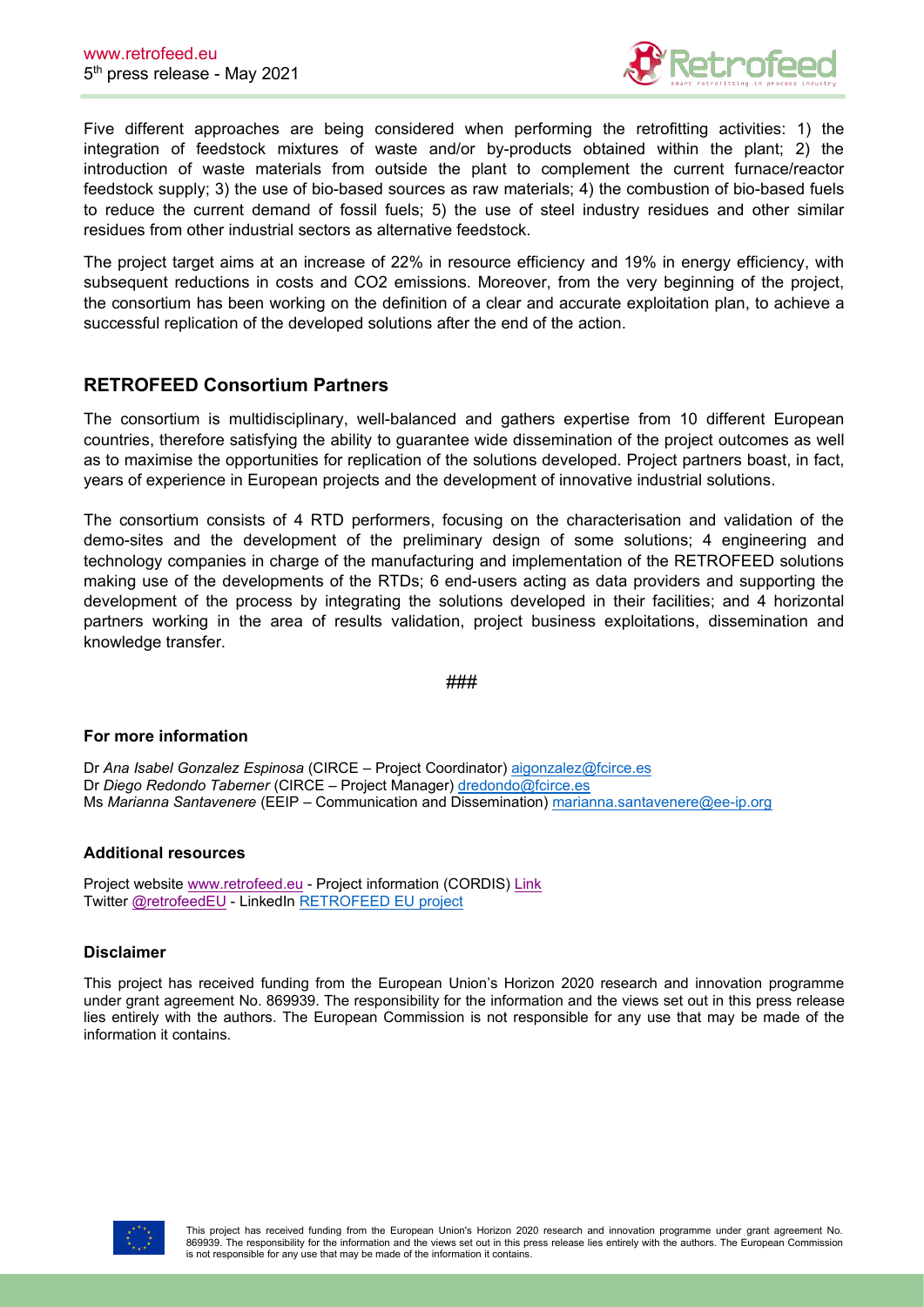Five different approaches are being considered when performing the retrofitting activities: 1) the integration of feedstock mixtures of waste and/or by-products obtained within the plant; 2) the introduction of waste materials from outside the plant to complement the current furnace/reactor feedstock supply; 3) the use of bio-based sources as raw materials; 4) the combustion of bio-based fuels to reduce the current demand of fossil fuels; 5) the use of steel industry residues and other similar residues from other industrial sectors as alternative feedstock.

The project target aims at an increase of 22% in resource efficiency and 19% in energy efficiency, with subsequent reductions in costs and CO2 emissions. Moreover, from the very beginning of the project, the consortium has been working on the definition of a clear and accurate exploitation plan, to achieve a successful replication of the developed solutions after the end of the action.

## RETROFEED Consortium Partners

The consortium is multidisciplinary, well-balanced and gathers expertise from 10 different European countries, therefore satisfying the ability to guarantee wide dissemination of the project outcomes as well as to maximise the opportunities for replication of the solutions developed. Project partners boast, in fact, years of experience in European projects and the development of innovative industrial solutions.

The consortium consists of 4 RTD performers, focusing on the characterisation and validation of the demo-sites and the development of the preliminary design of some solutions; 4 engineering and technology companies in charge of the manufacturing and implementation of the RETROFEED solutions making use of the developments of the RTDs; 6 end-users acting as data providers and supporting the development of the process by integrating the solutions developed in their facilities; and 4 horizontal partners working in the area of results validation, project business exploitations, dissemination and knowledge transfer.

###

### For more information

Dr *Ana Isabel Gonzalez Espinosa* (CIRCE – Project Coordinator) aigonzalez@fcirce.es
Dr *Diego Redondo Taberner* (CIRCE – Project Manager) dredondo@fcirce.es
Ms *Marianna Santavenere* (EEIP – Communication and Dissemination) marianna.santavenere@ee-ip.org

### Additional resources

Project website www.retrofeed.eu - Project information (CORDIS) Link
Twitter @retrofeedEU - LinkedIn RETROFEED EU project

### Disclaimer

This project has received funding from the European Union's Horizon 2020 research and innovation programme under grant agreement No. 869939. The responsibility for the information and the views set out in this press release lies entirely with the authors. The European Commission is not responsible for any use that may be made of the information it contains.